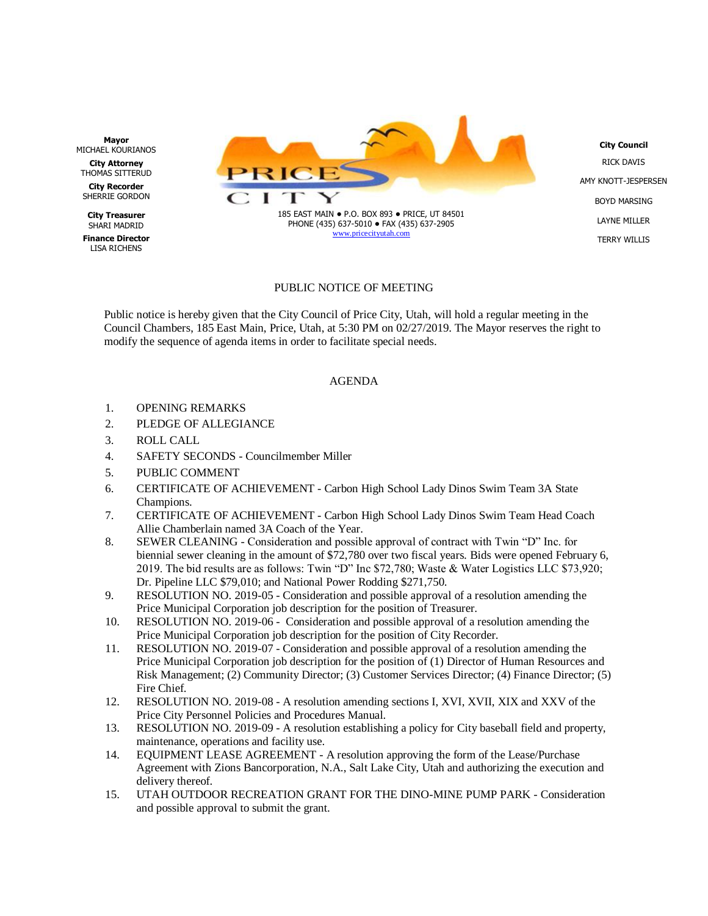**Mayor**
MICHAEL KOURIANOS

**City Attorney**
THOMAS SITTERUD

**City Recorder**
SHERRIE GORDON

**City Treasurer**
SHARI MADRID

**Finance Director**
LISA RICHENS

PRICE CITY

185 EAST MAIN ● P.O. BOX 893 ● PRICE, UT 84501
PHONE (435) 637-5010 ● FAX (435) 637-2905
www.pricecityutah.com

**City Council**
RICK DAVIS
AMY KNOTT-JESPERSEN
BOYD MARSING
LAYNE MILLER
TERRY WILLIS

PUBLIC NOTICE OF MEETING

Public notice is hereby given that the City Council of Price City, Utah, will hold a regular meeting in the Council Chambers, 185 East Main, Price, Utah, at 5:30 PM on 02/27/2019. The Mayor reserves the right to modify the sequence of agenda items in order to facilitate special needs.

AGENDA

1. OPENING REMARKS
2. PLEDGE OF ALLEGIANCE
3. ROLL CALL
4. SAFETY SECONDS - Councilmember Miller
5. PUBLIC COMMENT
6. CERTIFICATE OF ACHIEVEMENT - Carbon High School Lady Dinos Swim Team 3A State Champions.
7. CERTIFICATE OF ACHIEVEMENT - Carbon High School Lady Dinos Swim Team Head Coach Allie Chamberlain named 3A Coach of the Year.
8. SEWER CLEANING - Consideration and possible approval of contract with Twin "D" Inc. for biennial sewer cleaning in the amount of $72,780 over two fiscal years. Bids were opened February 6, 2019. The bid results are as follows: Twin "D" Inc $72,780; Waste & Water Logistics LLC $73,920; Dr. Pipeline LLC $79,010; and National Power Rodding $271,750.
9. RESOLUTION NO. 2019-05 - Consideration and possible approval of a resolution amending the Price Municipal Corporation job description for the position of Treasurer.
10. RESOLUTION NO. 2019-06 - Consideration and possible approval of a resolution amending the Price Municipal Corporation job description for the position of City Recorder.
11. RESOLUTION NO. 2019-07 - Consideration and possible approval of a resolution amending the Price Municipal Corporation job description for the position of (1) Director of Human Resources and Risk Management; (2) Community Director; (3) Customer Services Director; (4) Finance Director; (5) Fire Chief.
12. RESOLUTION NO. 2019-08 - A resolution amending sections I, XVI, XVII, XIX and XXV of the Price City Personnel Policies and Procedures Manual.
13. RESOLUTION NO. 2019-09 - A resolution establishing a policy for City baseball field and property, maintenance, operations and facility use.
14. EQUIPMENT LEASE AGREEMENT - A resolution approving the form of the Lease/Purchase Agreement with Zions Bancorporation, N.A., Salt Lake City, Utah and authorizing the execution and delivery thereof.
15. UTAH OUTDOOR RECREATION GRANT FOR THE DINO-MINE PUMP PARK - Consideration and possible approval to submit the grant.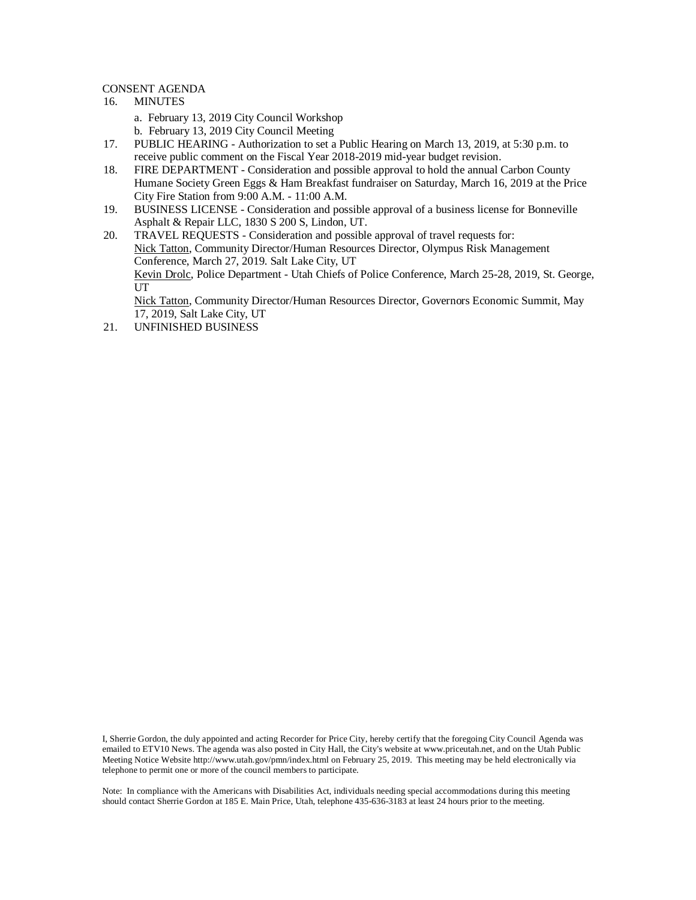CONSENT AGENDA

16. MINUTES
    a. February 13, 2019 City Council Workshop
    b. February 13, 2019 City Council Meeting
17. PUBLIC HEARING - Authorization to set a Public Hearing on March 13, 2019, at 5:30 p.m. to receive public comment on the Fiscal Year 2018-2019 mid-year budget revision.
18. FIRE DEPARTMENT - Consideration and possible approval to hold the annual Carbon County Humane Society Green Eggs & Ham Breakfast fundraiser on Saturday, March 16, 2019 at the Price City Fire Station from 9:00 A.M. - 11:00 A.M.
19. BUSINESS LICENSE - Consideration and possible approval of a business license for Bonneville Asphalt & Repair LLC, 1830 S 200 S, Lindon, UT.
20. TRAVEL REQUESTS - Consideration and possible approval of travel requests for:
    Nick Tatton, Community Director/Human Resources Director, Olympus Risk Management Conference, March 27, 2019. Salt Lake City, UT
    Kevin Drolc, Police Department - Utah Chiefs of Police Conference, March 25-28, 2019, St. George, UT
    Nick Tatton, Community Director/Human Resources Director, Governors Economic Summit, May 17, 2019, Salt Lake City, UT
21. UNFINISHED BUSINESS

I, Sherrie Gordon, the duly appointed and acting Recorder for Price City, hereby certify that the foregoing City Council Agenda was emailed to ETV10 News. The agenda was also posted in City Hall, the City's website at www.priceutah.net, and on the Utah Public Meeting Notice Website http://www.utah.gov/pmn/index.html on February 25, 2019. This meeting may be held electronically via telephone to permit one or more of the council members to participate.

Note: In compliance with the Americans with Disabilities Act, individuals needing special accommodations during this meeting should contact Sherrie Gordon at 185 E. Main Price, Utah, telephone 435-636-3183 at least 24 hours prior to the meeting.